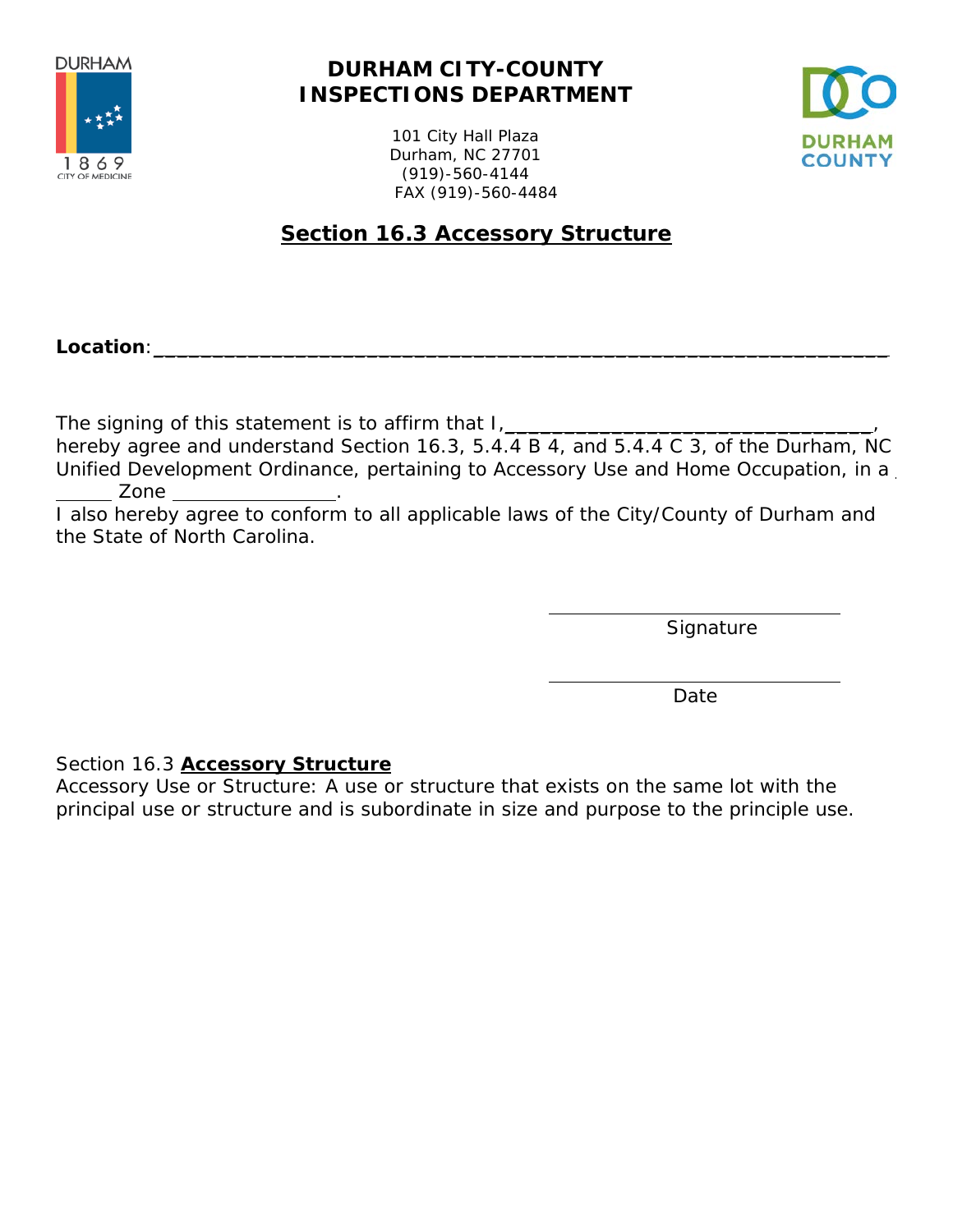# DURHAM CITY-COUNTY INSPECTIONS DEPARTMENT

101 City Hall Plaza
Durham, NC 27701
(919)-560-4144
FAX (919)-560-4484

DURHAM COUNTY

## Section 16.3 Accessory Structure

**Location**:______________________________________________________________

The signing of this statement is to affirm that I,________________________________, hereby agree and understand Section 16.3, 5.4.4 B 4, and 5.4.4 C 3, of the Durham, NC Unified Development Ordinance, pertaining to Accessory Use and Home Occupation, in a ______ Zone ________________.

I also hereby agree to conform to all applicable laws of the City/County of Durham and the State of North Carolina.

____________________________
Signature

____________________________
Date

Section 16.3 **Accessory Structure**

Accessory Use or Structure: A use or structure that exists on the same lot with the principal use or structure and is subordinate in size and purpose to the principle use.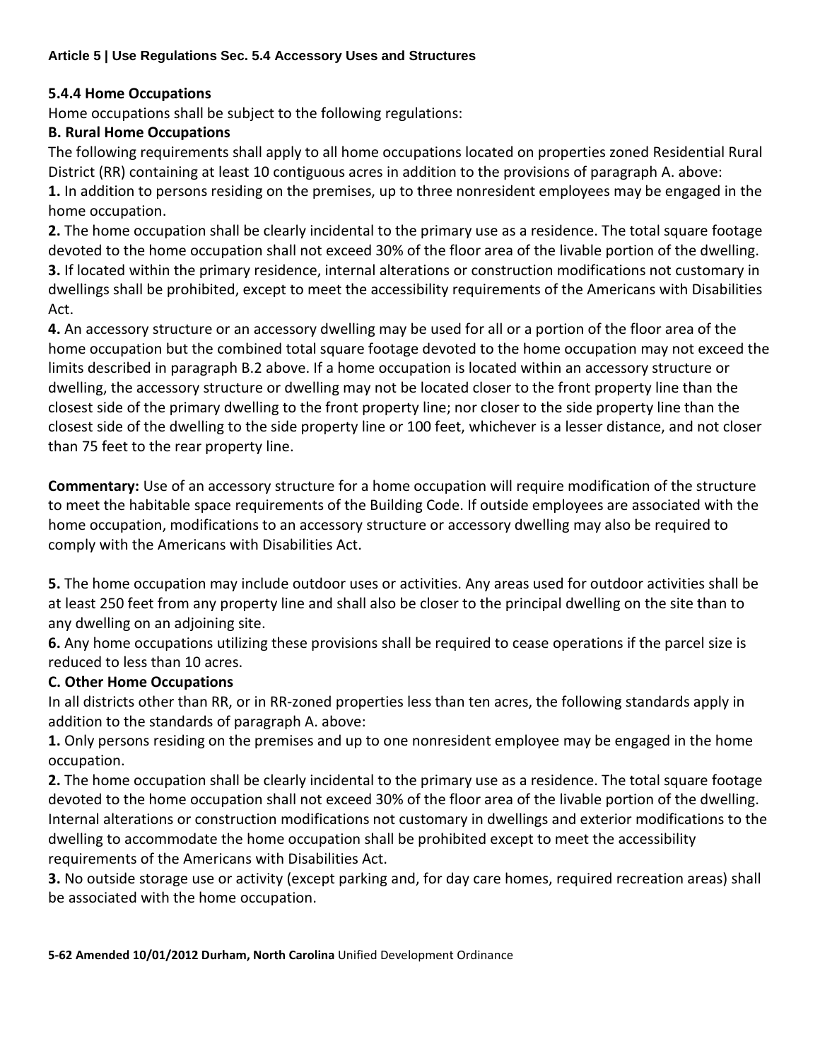#### 5.4.4 Home Occupations

Home occupations shall be subject to the following regulations:

**B. Rural Home Occupations**

The following requirements shall apply to all home occupations located on properties zoned Residential Rural District (RR) containing at least 10 contiguous acres in addition to the provisions of paragraph A. above:

**1.** In addition to persons residing on the premises, up to three nonresident employees may be engaged in the home occupation.

**2.** The home occupation shall be clearly incidental to the primary use as a residence. The total square footage devoted to the home occupation shall not exceed 30% of the floor area of the livable portion of the dwelling.

**3.** If located within the primary residence, internal alterations or construction modifications not customary in dwellings shall be prohibited, except to meet the accessibility requirements of the Americans with Disabilities Act.

**4.** An accessory structure or an accessory dwelling may be used for all or a portion of the floor area of the home occupation but the combined total square footage devoted to the home occupation may not exceed the limits described in paragraph B.2 above. If a home occupation is located within an accessory structure or dwelling, the accessory structure or dwelling may not be located closer to the front property line than the closest side of the primary dwelling to the front property line; nor closer to the side property line than the closest side of the dwelling to the side property line or 100 feet, whichever is a lesser distance, and not closer than 75 feet to the rear property line.

**Commentary:** Use of an accessory structure for a home occupation will require modification of the structure to meet the habitable space requirements of the Building Code. If outside employees are associated with the home occupation, modifications to an accessory structure or accessory dwelling may also be required to comply with the Americans with Disabilities Act.

**5.** The home occupation may include outdoor uses or activities. Any areas used for outdoor activities shall be at least 250 feet from any property line and shall also be closer to the principal dwelling on the site than to any dwelling on an adjoining site.

**6.** Any home occupations utilizing these provisions shall be required to cease operations if the parcel size is reduced to less than 10 acres.

**C. Other Home Occupations**

In all districts other than RR, or in RR-zoned properties less than ten acres, the following standards apply in addition to the standards of paragraph A. above:

**1.** Only persons residing on the premises and up to one nonresident employee may be engaged in the home occupation.

**2.** The home occupation shall be clearly incidental to the primary use as a residence. The total square footage devoted to the home occupation shall not exceed 30% of the floor area of the livable portion of the dwelling. Internal alterations or construction modifications not customary in dwellings and exterior modifications to the dwelling to accommodate the home occupation shall be prohibited except to meet the accessibility requirements of the Americans with Disabilities Act.

**3.** No outside storage use or activity (except parking and, for day care homes, required recreation areas) shall be associated with the home occupation.